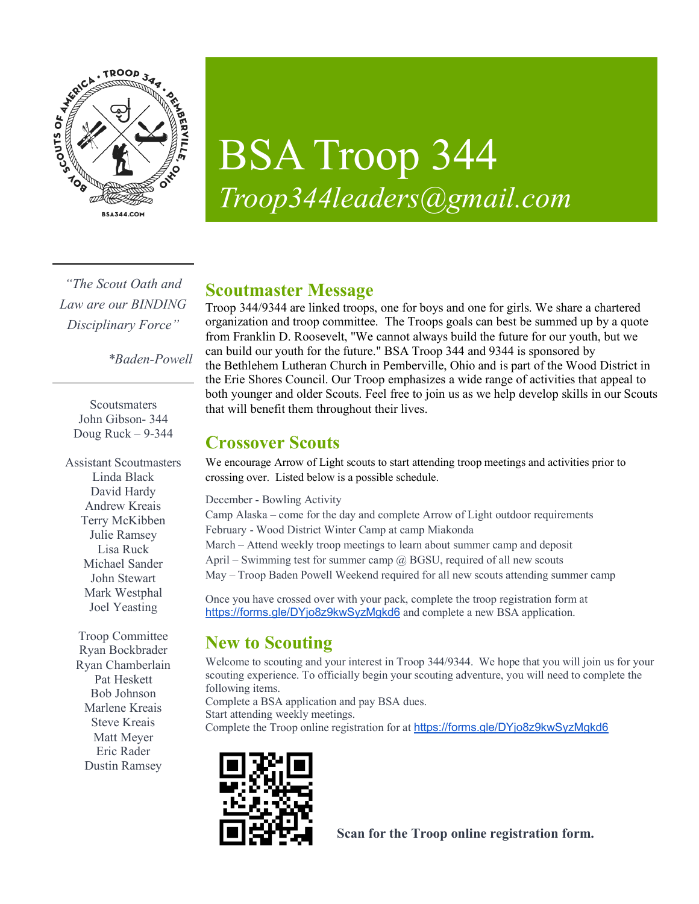# BSA Troop 344

*Troop344leaders@gmail.com*

*"The Scout Oath and Law are our BINDING Disciplinary Force"*

*\*Baden-Powell*

Scoutsmaters
John Gibson- 344
Doug Ruck – 9-344

Assistant Scoutmasters
Linda Black
David Hardy
Andrew Kreais
Terry McKibben
Julie Ramsey
Lisa Ruck
Michael Sander
John Stewart
Mark Westphal
Joel Yeasting

Troop Committee
Ryan Bockbrader
Ryan Chamberlain
Pat Heskett
Bob Johnson
Marlene Kreais
Steve Kreais
Matt Meyer
Eric Rader
Dustin Ramsey

## Scoutmaster Message

Troop 344/9344 are linked troops, one for boys and one for girls. We share a chartered organization and troop committee. The Troops goals can best be summed up by a quote from Franklin D. Roosevelt, "We cannot always build the future for our youth, but we can build our youth for the future." BSA Troop 344 and 9344 is sponsored by the Bethlehem Lutheran Church in Pemberville, Ohio and is part of the Wood District in the Erie Shores Council. Our Troop emphasizes a wide range of activities that appeal to both younger and older Scouts. Feel free to join us as we help develop skills in our Scouts that will benefit them throughout their lives.

## Crossover Scouts

We encourage Arrow of Light scouts to start attending troop meetings and activities prior to crossing over. Listed below is a possible schedule.

December - Bowling Activity
Camp Alaska – come for the day and complete Arrow of Light outdoor requirements
February - Wood District Winter Camp at camp Miakonda
March – Attend weekly troop meetings to learn about summer camp and deposit
April – Swimming test for summer camp @ BGSU, required of all new scouts
May – Troop Baden Powell Weekend required for all new scouts attending summer camp

Once you have crossed over with your pack, complete the troop registration form at https://forms.gle/DYjo8z9kwSyzMgkd6 and complete a new BSA application.

## New to Scouting

Welcome to scouting and your interest in Troop 344/9344. We hope that you will join us for your scouting experience. To officially begin your scouting adventure, you will need to complete the following items.
Complete a BSA application and pay BSA dues.
Start attending weekly meetings.
Complete the Troop online registration for at https://forms.gle/DYjo8z9kwSyzMgkd6

**Scan for the Troop online registration form.**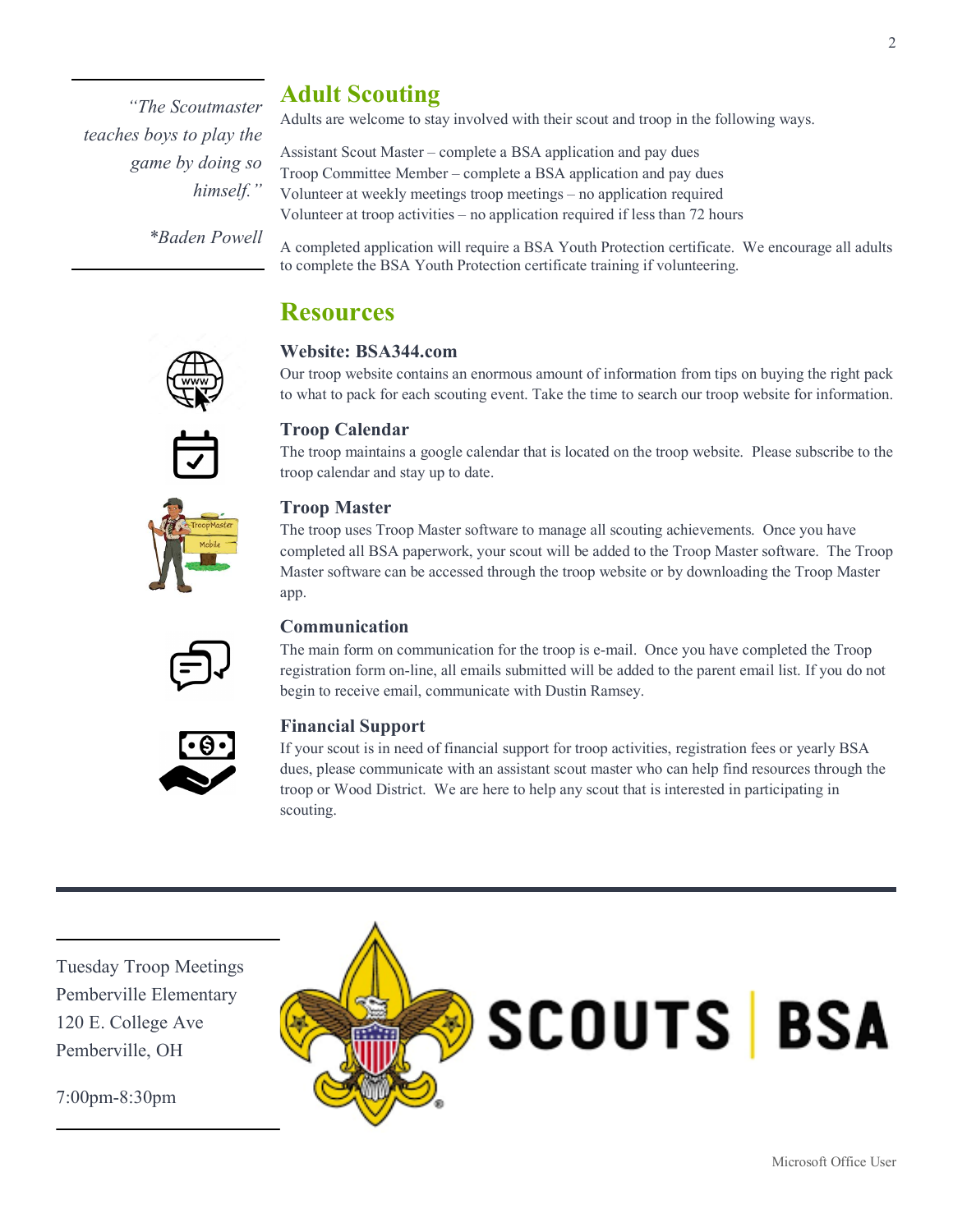> *"The Scoutmaster teaches boys to play the game by doing so himself."*
>
> *\*Baden Powell*

## Adult Scouting

Adults are welcome to stay involved with their scout and troop in the following ways.

Assistant Scout Master – complete a BSA application and pay dues
Troop Committee Member – complete a BSA application and pay dues
Volunteer at weekly meetings troop meetings – no application required
Volunteer at troop activities – no application required if less than 72 hours

A completed application will require a BSA Youth Protection certificate. We encourage all adults to complete the BSA Youth Protection certificate training if volunteering.

## Resources

### Website: BSA344.com

Our troop website contains an enormous amount of information from tips on buying the right pack to what to pack for each scouting event. Take the time to search our troop website for information.

### Troop Calendar

The troop maintains a google calendar that is located on the troop website. Please subscribe to the troop calendar and stay up to date.

### Troop Master

The troop uses Troop Master software to manage all scouting achievements. Once you have completed all BSA paperwork, your scout will be added to the Troop Master software. The Troop Master software can be accessed through the troop website or by downloading the Troop Master app.

### Communication

The main form on communication for the troop is e-mail. Once you have completed the Troop registration form on-line, all emails submitted will be added to the parent email list. If you do not begin to receive email, communicate with Dustin Ramsey.

### Financial Support

If your scout is in need of financial support for troop activities, registration fees or yearly BSA dues, please communicate with an assistant scout master who can help find resources through the troop or Wood District. We are here to help any scout that is interested in participating in scouting.

---

Tuesday Troop Meetings
Pemberville Elementary
120 E. College Ave
Pemberville, OH

7:00pm-8:30pm

SCOUTS | BSA

Microsoft Office User